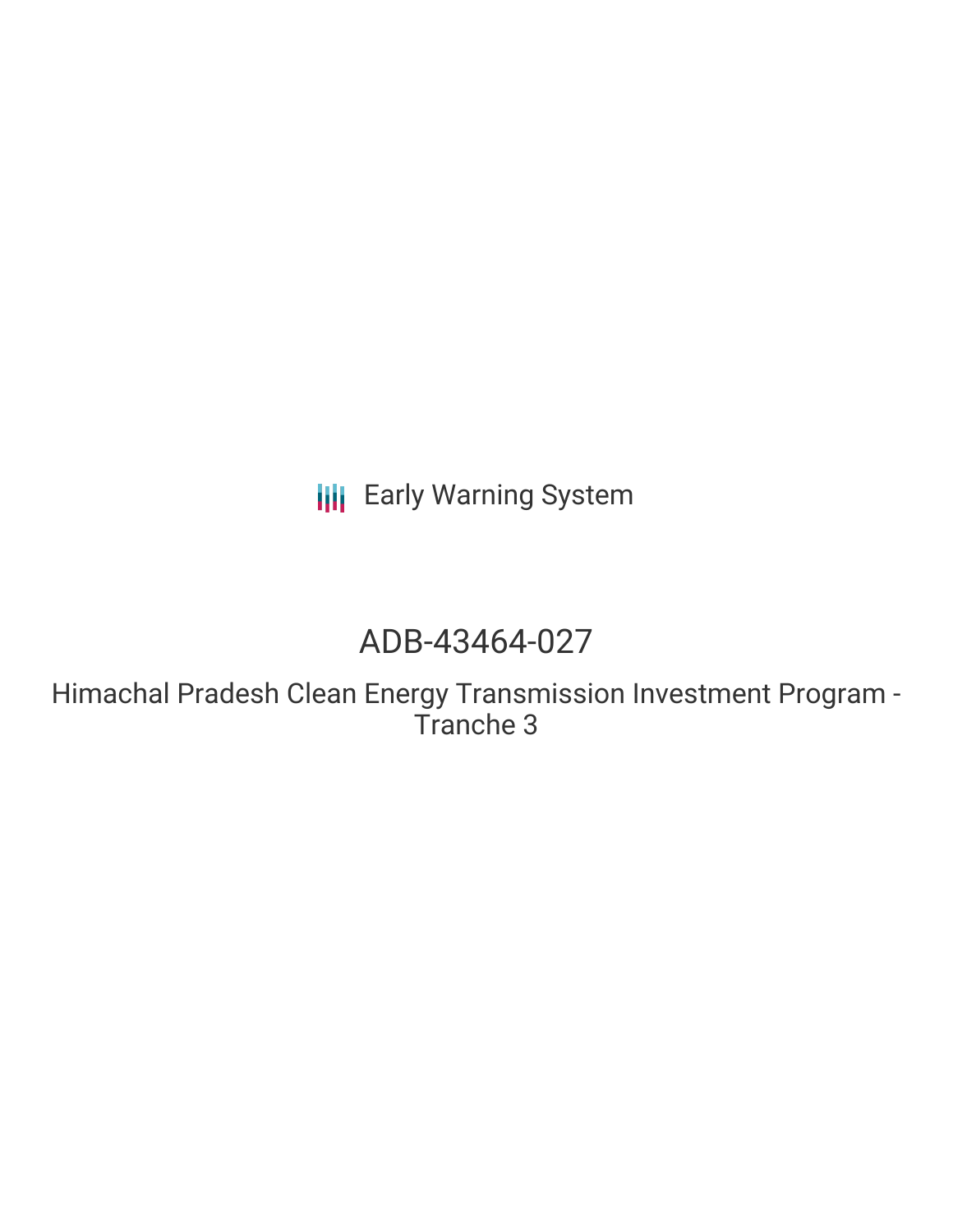Early Warning System

# ADB-43464-027

## Himachal Pradesh Clean Energy Transmission Investment Program - Tranche 3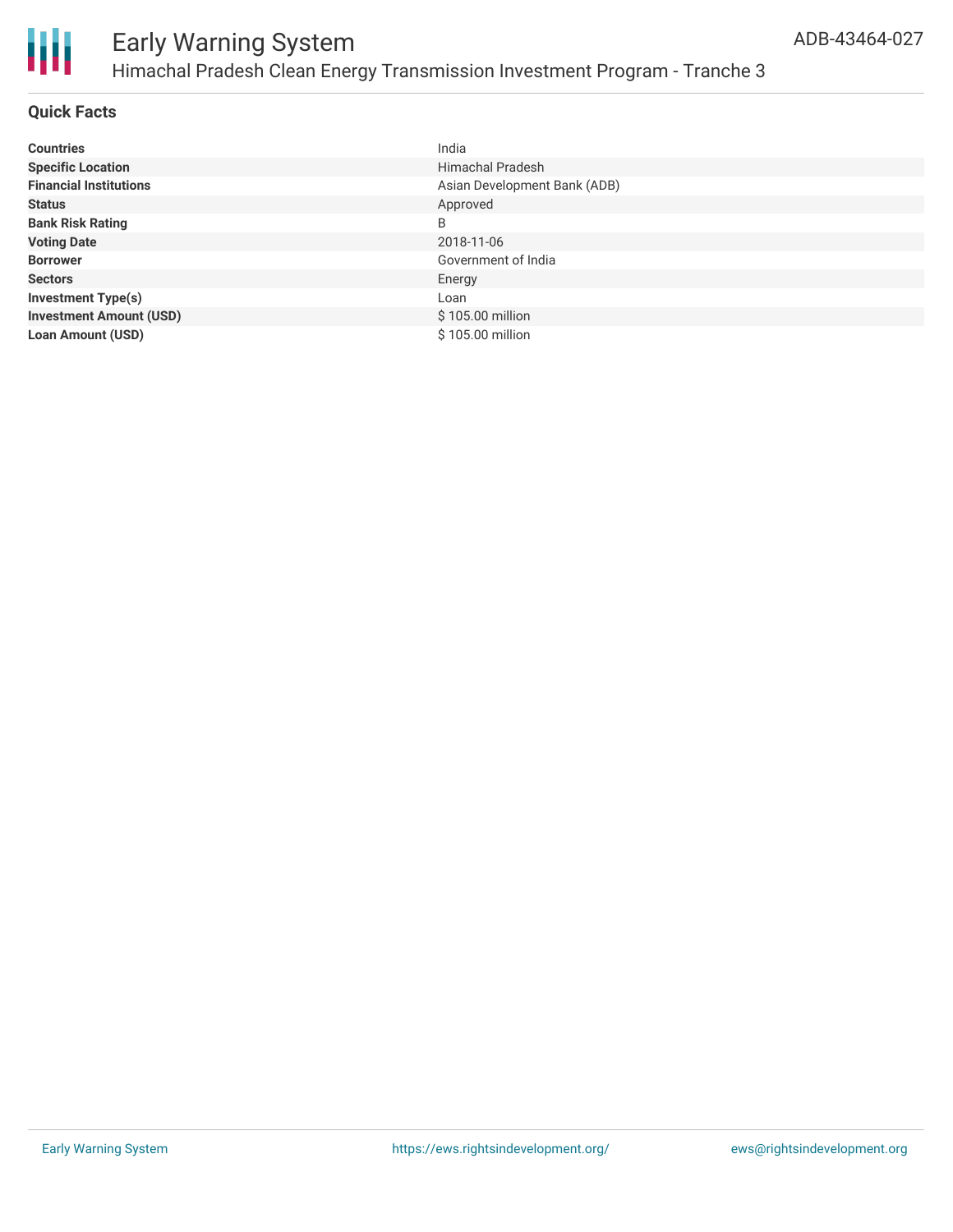## Quick Facts

| | |
|---|---|
| **Countries** | India |
| **Specific Location** | Himachal Pradesh |
| **Financial Institutions** | Asian Development Bank (ADB) |
| **Status** | Approved |
| **Bank Risk Rating** | B |
| **Voting Date** | 2018-11-06 |
| **Borrower** | Government of India |
| **Sectors** | Energy |
| **Investment Type(s)** | Loan |
| **Investment Amount (USD)** | $ 105.00 million |
| **Loan Amount (USD)** | $ 105.00 million |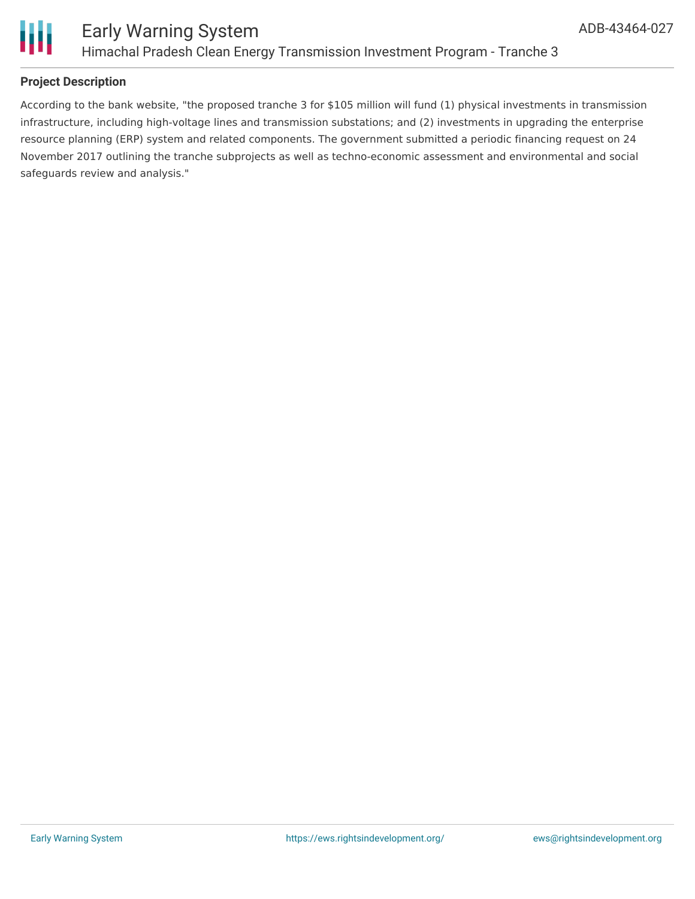## Project Description

According to the bank website, "the proposed tranche 3 for $105 million will fund (1) physical investments in transmission infrastructure, including high-voltage lines and transmission substations; and (2) investments in upgrading the enterprise resource planning (ERP) system and related components. The government submitted a periodic financing request on 24 November 2017 outlining the tranche subprojects as well as techno-economic assessment and environmental and social safeguards review and analysis."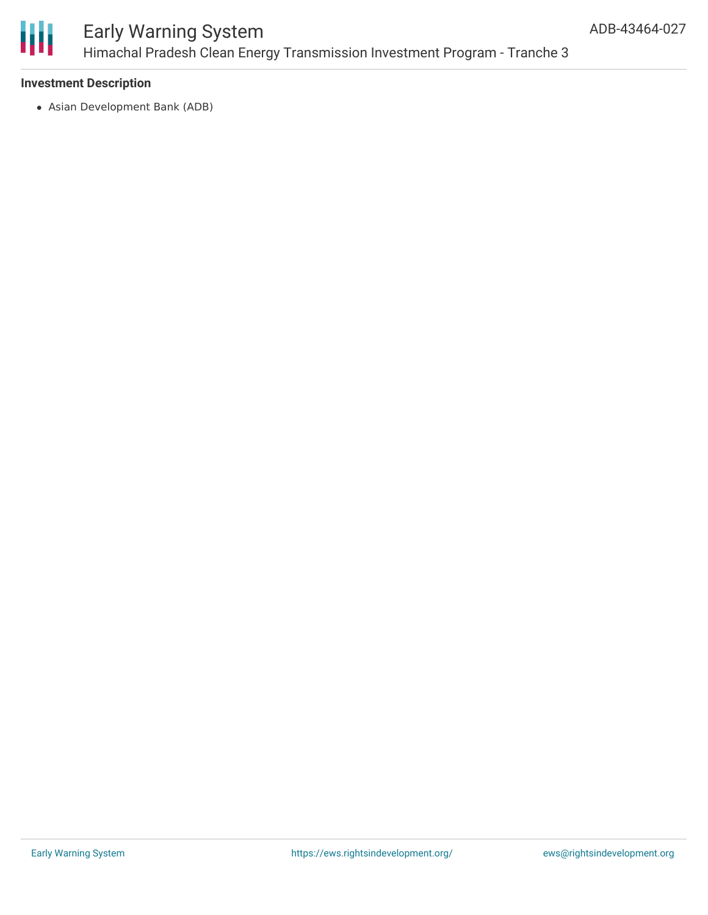**Investment Description**

- Asian Development Bank (ADB)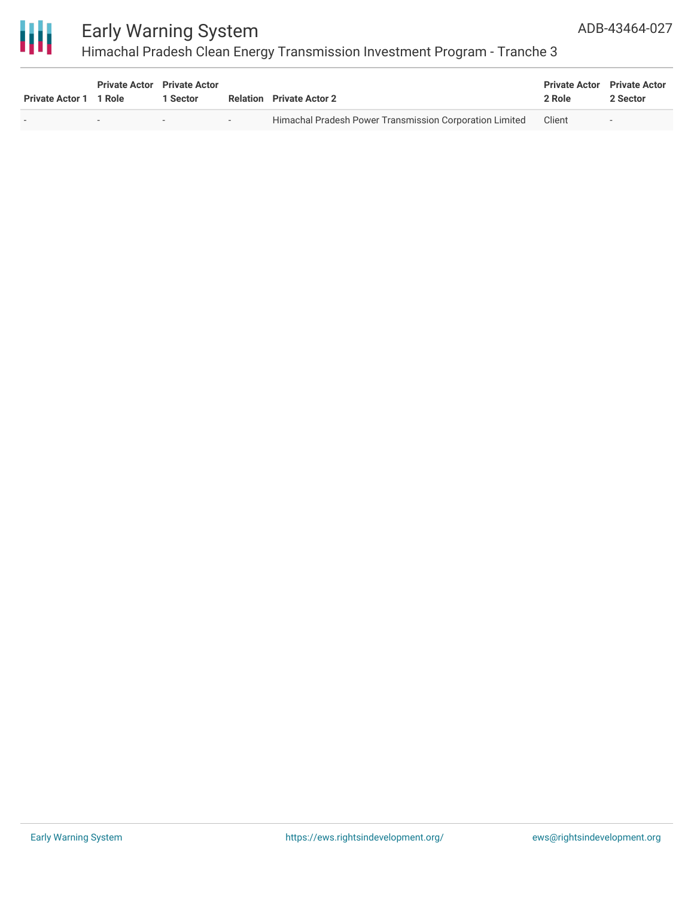| Private Actor 1 | Private Actor 1 Role | Private Actor 1 Sector | Relation | Private Actor 2 | Private Actor 2 Role | Private Actor 2 Sector |
|---|---|---|---|---|---|---|
| - | - | - | - | Himachal Pradesh Power Transmission Corporation Limited | Client | - |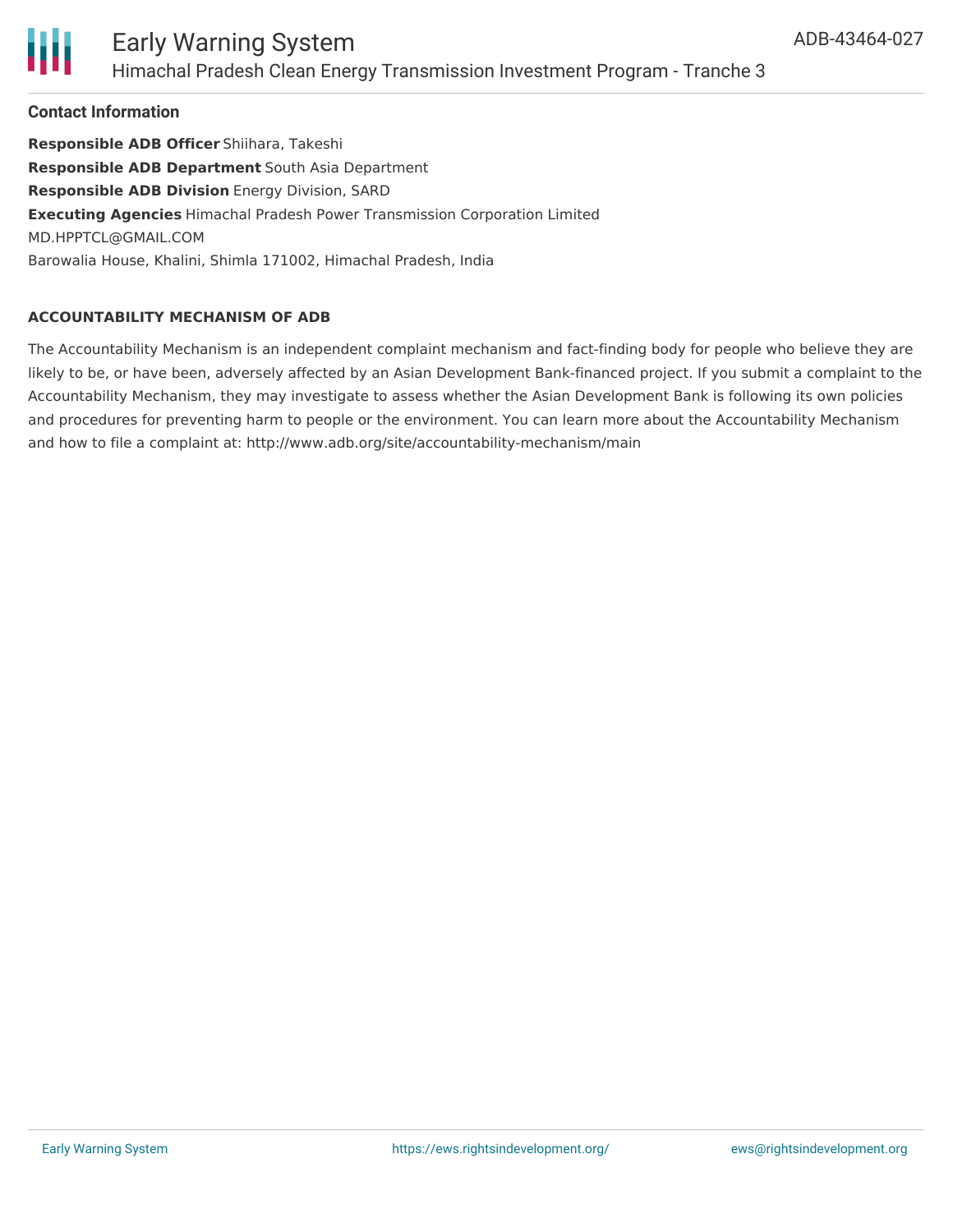### Contact Information

**Responsible ADB Officer** Shiihara, Takeshi
**Responsible ADB Department** South Asia Department
**Responsible ADB Division** Energy Division, SARD
**Executing Agencies** Himachal Pradesh Power Transmission Corporation Limited
MD.HPPTCL@GMAIL.COM
Barowalia House, Khalini, Shimla 171002, Himachal Pradesh, India

#### ACCOUNTABILITY MECHANISM OF ADB

The Accountability Mechanism is an independent complaint mechanism and fact-finding body for people who believe they are likely to be, or have been, adversely affected by an Asian Development Bank-financed project. If you submit a complaint to the Accountability Mechanism, they may investigate to assess whether the Asian Development Bank is following its own policies and procedures for preventing harm to people or the environment. You can learn more about the Accountability Mechanism and how to file a complaint at: http://www.adb.org/site/accountability-mechanism/main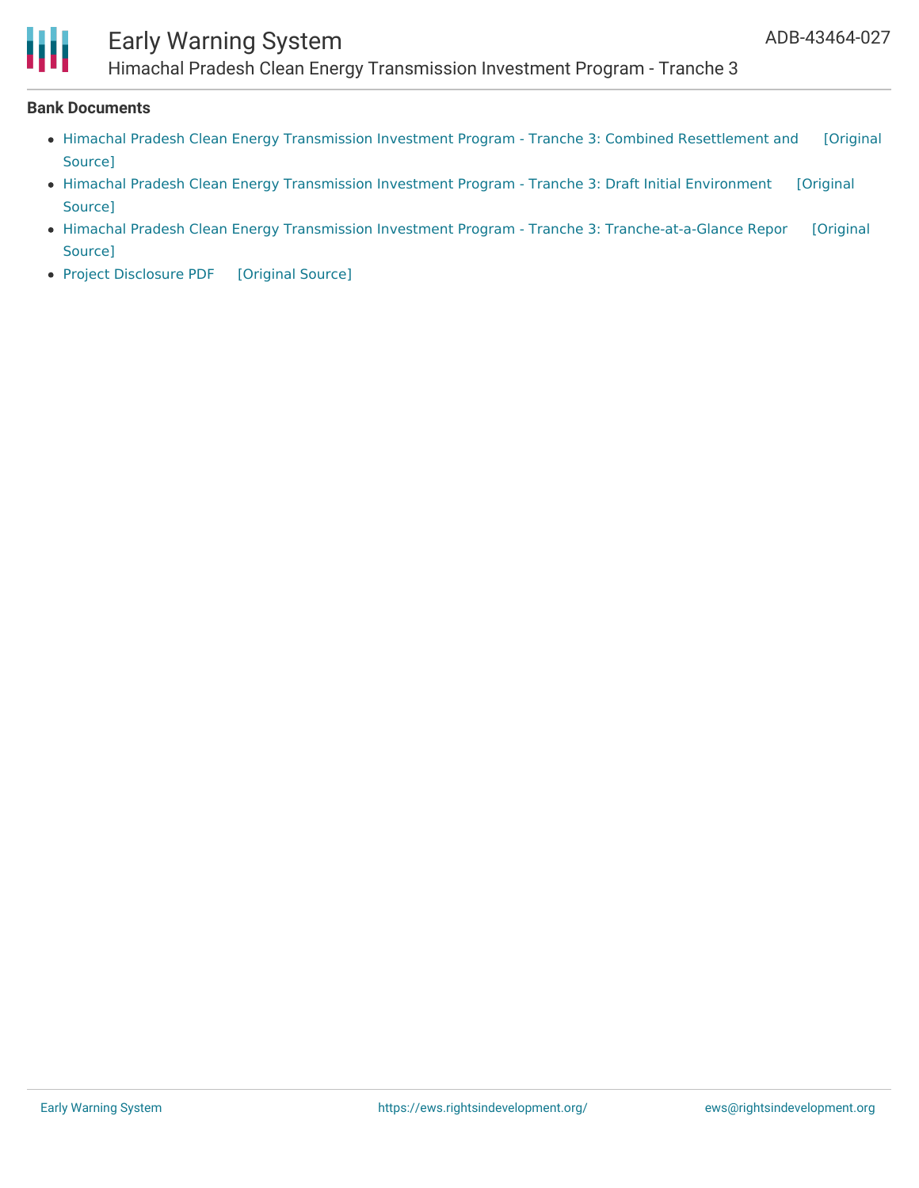**Bank Documents**

- Himachal Pradesh Clean Energy Transmission Investment Program - Tranche 3: Combined Resettlement and [Original Source]
- Himachal Pradesh Clean Energy Transmission Investment Program - Tranche 3: Draft Initial Environment [Original Source]
- Himachal Pradesh Clean Energy Transmission Investment Program - Tranche 3: Tranche-at-a-Glance Repor [Original Source]
- Project Disclosure PDF [Original Source]